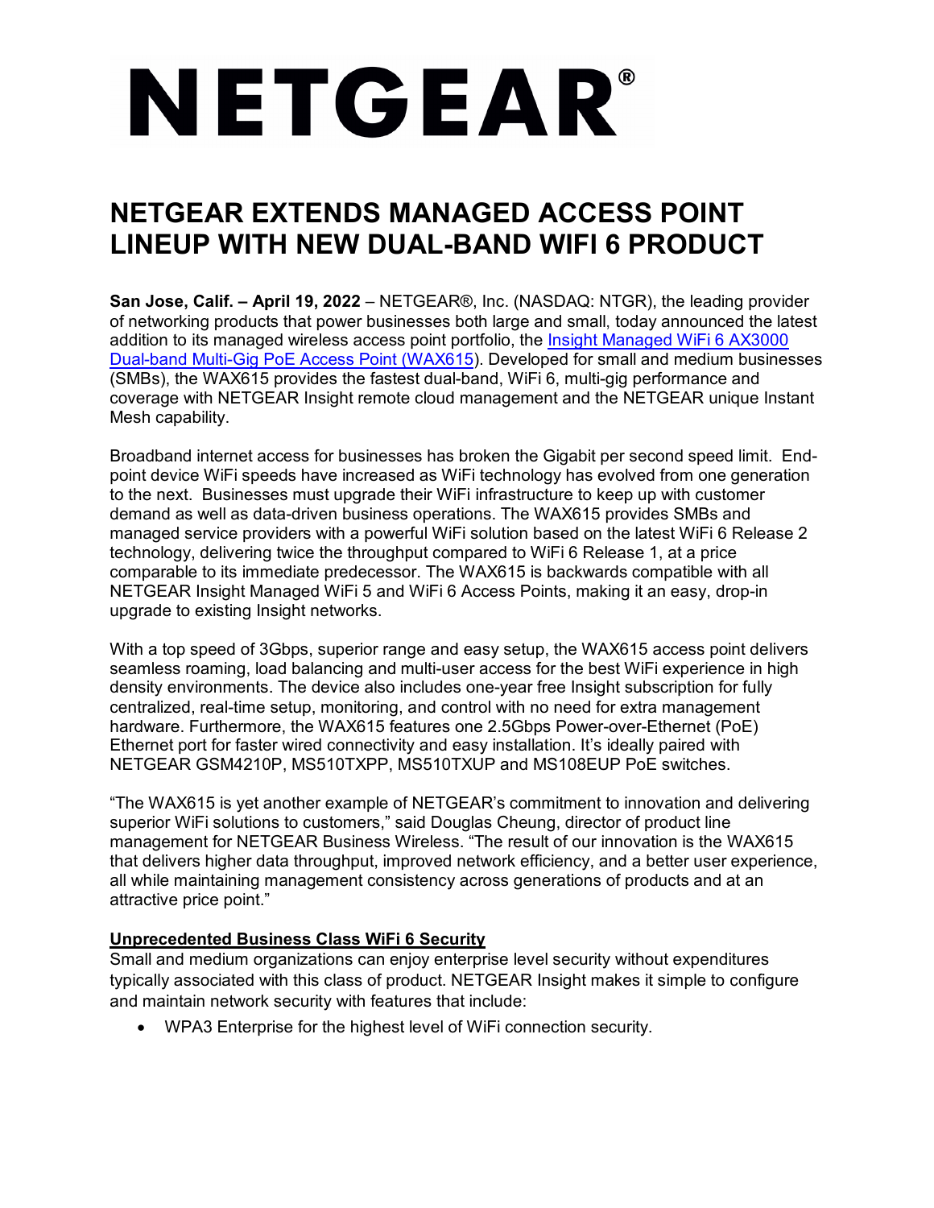# NETGEAR®

# NETGEAR EXTENDS MANAGED ACCESS POINT LINEUP WITH NEW DUAL-BAND WIFI 6 PRODUCT

**San Jose, Calif. – April 19, 2022** – NETGEAR®, Inc. (NASDAQ: NTGR), the leading provider of networking products that power businesses both large and small, today announced the latest addition to its managed wireless access point portfolio, the [Insight Managed WiFi 6 AX3000 Dual-band Multi-Gig PoE Access Point (WAX615)](). Developed for small and medium businesses (SMBs), the WAX615 provides the fastest dual-band, WiFi 6, multi-gig performance and coverage with NETGEAR Insight remote cloud management and the NETGEAR unique Instant Mesh capability.

Broadband internet access for businesses has broken the Gigabit per second speed limit. End-point device WiFi speeds have increased as WiFi technology has evolved from one generation to the next. Businesses must upgrade their WiFi infrastructure to keep up with customer demand as well as data-driven business operations. The WAX615 provides SMBs and managed service providers with a powerful WiFi solution based on the latest WiFi 6 Release 2 technology, delivering twice the throughput compared to WiFi 6 Release 1, at a price comparable to its immediate predecessor. The WAX615 is backwards compatible with all NETGEAR Insight Managed WiFi 5 and WiFi 6 Access Points, making it an easy, drop-in upgrade to existing Insight networks.

With a top speed of 3Gbps, superior range and easy setup, the WAX615 access point delivers seamless roaming, load balancing and multi-user access for the best WiFi experience in high density environments. The device also includes one-year free Insight subscription for fully centralized, real-time setup, monitoring, and control with no need for extra management hardware. Furthermore, the WAX615 features one 2.5Gbps Power-over-Ethernet (PoE) Ethernet port for faster wired connectivity and easy installation. It's ideally paired with NETGEAR GSM4210P, MS510TXPP, MS510TXUP and MS108EUP PoE switches.

"The WAX615 is yet another example of NETGEAR's commitment to innovation and delivering superior WiFi solutions to customers," said Douglas Cheung, director of product line management for NETGEAR Business Wireless. "The result of our innovation is the WAX615 that delivers higher data throughput, improved network efficiency, and a better user experience, all while maintaining management consistency across generations of products and at an attractive price point."

**Unprecedented Business Class WiFi 6 Security**

Small and medium organizations can enjoy enterprise level security without expenditures typically associated with this class of product. NETGEAR Insight makes it simple to configure and maintain network security with features that include:

- WPA3 Enterprise for the highest level of WiFi connection security.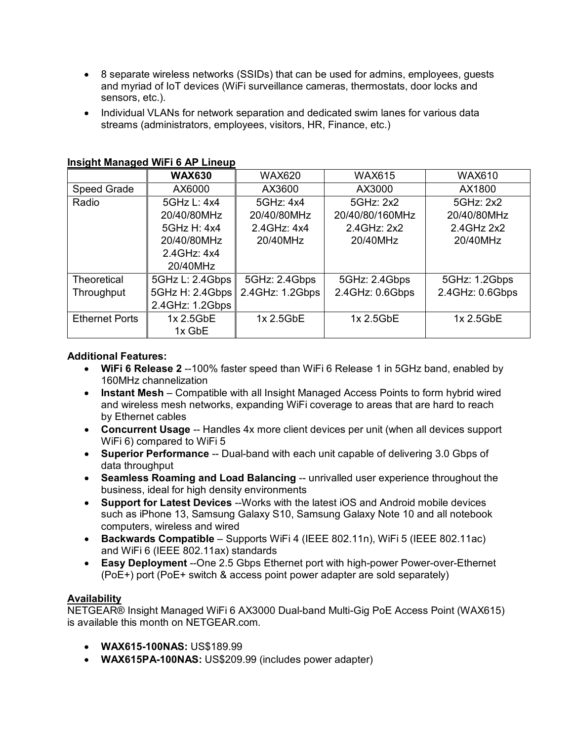- 8 separate wireless networks (SSIDs) that can be used for admins, employees, guests and myriad of IoT devices (WiFi surveillance cameras, thermostats, door locks and sensors, etc.).
- Individual VLANs for network separation and dedicated swim lanes for various data streams (administrators, employees, visitors, HR, Finance, etc.)

**Insight Managed WiFi 6 AP Lineup**

| | **WAX630** | WAX620 | WAX615 | WAX610 |
|---|---|---|---|---|
| Speed Grade | AX6000 | AX3600 | AX3000 | AX1800 |
| Radio | 5GHz L: 4x4 20/40/80MHz 5GHz H: 4x4 20/40/80MHz 2.4GHz: 4x4 20/40MHz | 5GHz: 4x4 20/40/80MHz 2.4GHz: 4x4 20/40MHz | 5GHz: 2x2 20/40/80/160MHz 2.4GHz: 2x2 20/40MHz | 5GHz: 2x2 20/40/80MHz 2.4GHz 2x2 20/40MHz |
| Theoretical Throughput | 5GHz L: 2.4Gbps 5GHz H: 2.4Gbps 2.4GHz: 1.2Gbps | 5GHz: 2.4Gbps 2.4GHz: 1.2Gbps | 5GHz: 2.4Gbps 2.4GHz: 0.6Gbps | 5GHz: 1.2Gbps 2.4GHz: 0.6Gbps |
| Ethernet Ports | 1x 2.5GbE 1x GbE | 1x 2.5GbE | 1x 2.5GbE | 1x 2.5GbE |

**Additional Features:**

- **WiFi 6 Release 2** --100% faster speed than WiFi 6 Release 1 in 5GHz band, enabled by 160MHz channelization
- **Instant Mesh** – Compatible with all Insight Managed Access Points to form hybrid wired and wireless mesh networks, expanding WiFi coverage to areas that are hard to reach by Ethernet cables
- **Concurrent Usage** -- Handles 4x more client devices per unit (when all devices support WiFi 6) compared to WiFi 5
- **Superior Performance** -- Dual-band with each unit capable of delivering 3.0 Gbps of data throughput
- **Seamless Roaming and Load Balancing** -- unrivalled user experience throughout the business, ideal for high density environments
- **Support for Latest Devices** --Works with the latest iOS and Android mobile devices such as iPhone 13, Samsung Galaxy S10, Samsung Galaxy Note 10 and all notebook computers, wireless and wired
- **Backwards Compatible** – Supports WiFi 4 (IEEE 802.11n), WiFi 5 (IEEE 802.11ac) and WiFi 6 (IEEE 802.11ax) standards
- **Easy Deployment** --One 2.5 Gbps Ethernet port with high-power Power-over-Ethernet (PoE+) port (PoE+ switch & access point power adapter are sold separately)

**Availability**

NETGEAR® Insight Managed WiFi 6 AX3000 Dual-band Multi-Gig PoE Access Point (WAX615) is available this month on NETGEAR.com.

- **WAX615-100NAS:** US$189.99
- **WAX615PA-100NAS:** US$209.99 (includes power adapter)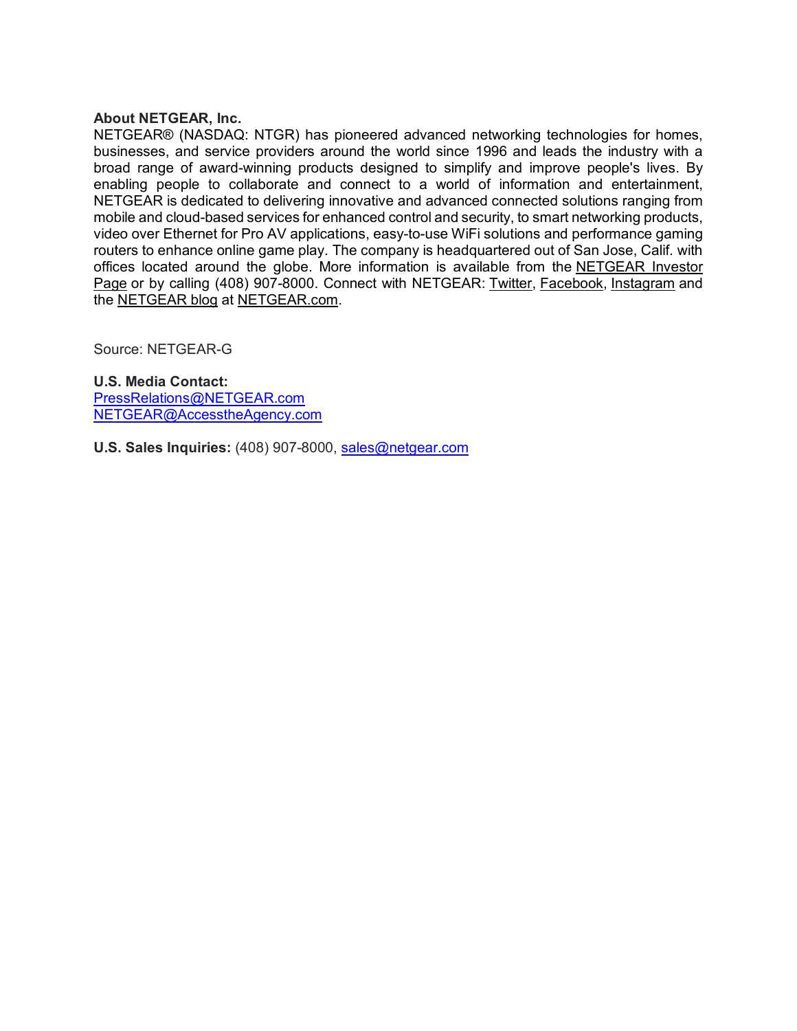**About NETGEAR, Inc.**

NETGEAR® (NASDAQ: NTGR) has pioneered advanced networking technologies for homes, businesses, and service providers around the world since 1996 and leads the industry with a broad range of award-winning products designed to simplify and improve people's lives. By enabling people to collaborate and connect to a world of information and entertainment, NETGEAR is dedicated to delivering innovative and advanced connected solutions ranging from mobile and cloud-based services for enhanced control and security, to smart networking products, video over Ethernet for Pro AV applications, easy-to-use WiFi solutions and performance gaming routers to enhance online game play. The company is headquartered out of San Jose, Calif. with offices located around the globe. More information is available from the NETGEAR Investor Page or by calling (408) 907-8000. Connect with NETGEAR: Twitter, Facebook, Instagram and the NETGEAR blog at NETGEAR.com.

Source: NETGEAR-G

**U.S. Media Contact:**
PressRelations@NETGEAR.com
NETGEAR@AccesstheAgency.com

**U.S. Sales Inquiries:** (408) 907-8000, sales@netgear.com